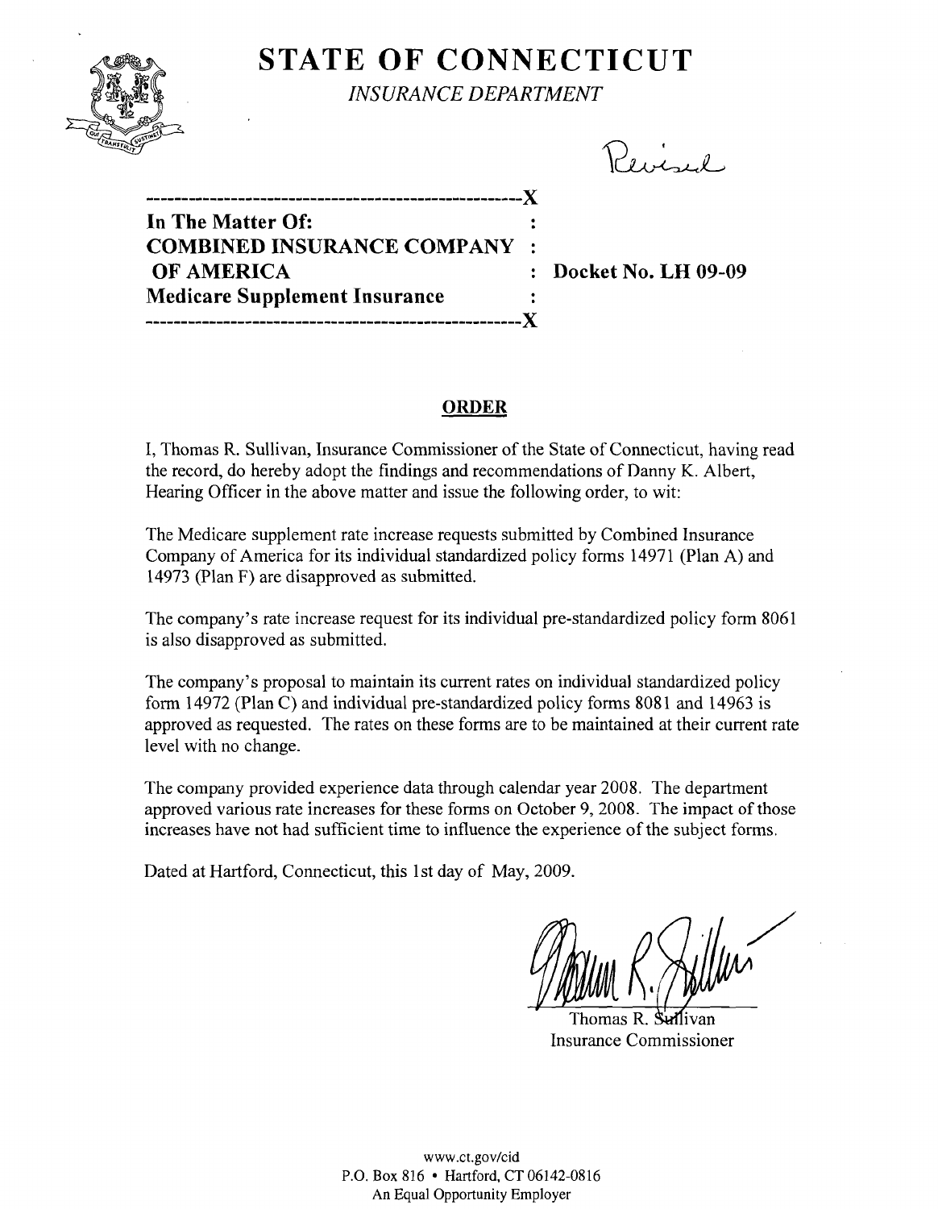# STATE OF CONNECTICUT

*INSURANCE DEPARTMENT*

Revised

| | | |
|---|---|---|
| **In The Matter Of:** | : | |
| **COMBINED INSURANCE COMPANY** | : | |
| **OF AMERICA** | : | **Docket No. LH 09-09** |
| **Medicare Supplement Insurance** | : | |

## ORDER

I, Thomas R. Sullivan, Insurance Commissioner of the State of Connecticut, having read the record, do hereby adopt the findings and recommendations of Danny K. Albert, Hearing Officer in the above matter and issue the following order, to wit:

The Medicare supplement rate increase requests submitted by Combined Insurance Company of America for its individual standardized policy forms 14971 (Plan A) and 14973 (Plan F) are disapproved as submitted.

The company's rate increase request for its individual pre-standardized policy form 8061 is also disapproved as submitted.

The company's proposal to maintain its current rates on individual standardized policy form 14972 (Plan C) and individual pre-standardized policy forms 8081 and 14963 is approved as requested. The rates on these forms are to be maintained at their current rate level with no change.

The company provided experience data through calendar year 2008. The department approved various rate increases for these forms on October 9, 2008. The impact of those increases have not had sufficient time to influence the experience of the subject forms.

Dated at Hartford, Connecticut, this 1st day of May, 2009.

Thomas R. Sullivan
Insurance Commissioner

www.ct.gov/cid
P.O. Box 816 • Hartford, CT 06142-0816
An Equal Opportunity Employer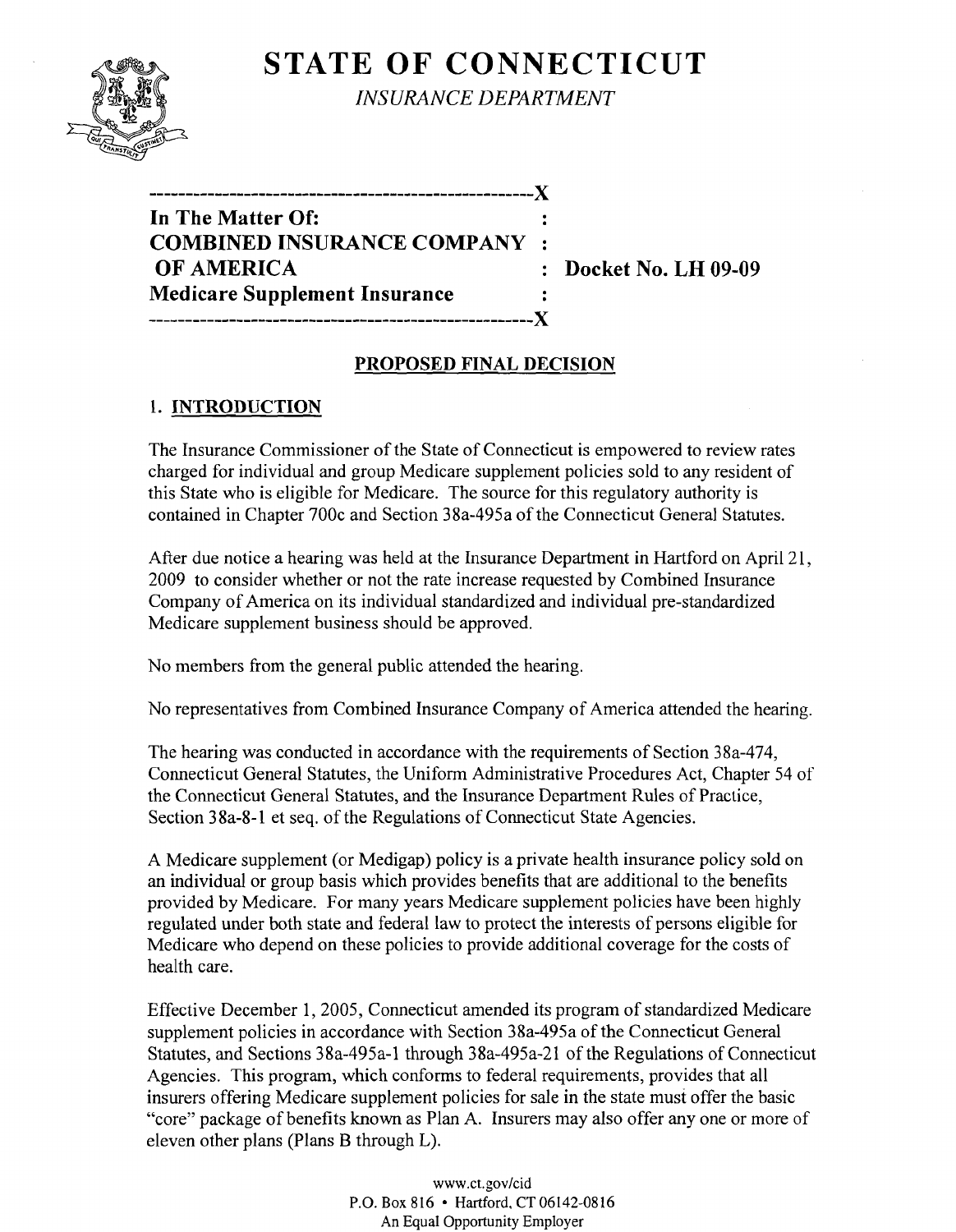# STATE OF CONNECTICUT

*INSURANCE DEPARTMENT*

```
----------------------------------------------------X
In The Matter Of:                                  :
COMBINED INSURANCE COMPANY                         :
 OF AMERICA                                        :  Docket No. LH 09-09
Medicare Supplement Insurance                      :
----------------------------------------------------X
```

## PROPOSED FINAL DECISION

### 1. INTRODUCTION

The Insurance Commissioner of the State of Connecticut is empowered to review rates charged for individual and group Medicare supplement policies sold to any resident of this State who is eligible for Medicare. The source for this regulatory authority is contained in Chapter 700c and Section 38a-495a of the Connecticut General Statutes.

After due notice a hearing was held at the Insurance Department in Hartford on April 21, 2009 to consider whether or not the rate increase requested by Combined Insurance Company of America on its individual standardized and individual pre-standardized Medicare supplement business should be approved.

No members from the general public attended the hearing.

No representatives from Combined Insurance Company of America attended the hearing.

The hearing was conducted in accordance with the requirements of Section 38a-474, Connecticut General Statutes, the Uniform Administrative Procedures Act, Chapter 54 of the Connecticut General Statutes, and the Insurance Department Rules of Practice, Section 38a-8-1 et seq. of the Regulations of Connecticut State Agencies.

A Medicare supplement (or Medigap) policy is a private health insurance policy sold on an individual or group basis which provides benefits that are additional to the benefits provided by Medicare. For many years Medicare supplement policies have been highly regulated under both state and federal law to protect the interests of persons eligible for Medicare who depend on these policies to provide additional coverage for the costs of health care.

Effective December 1, 2005, Connecticut amended its program of standardized Medicare supplement policies in accordance with Section 38a-495a of the Connecticut General Statutes, and Sections 38a-495a-1 through 38a-495a-21 of the Regulations of Connecticut Agencies. This program, which conforms to federal requirements, provides that all insurers offering Medicare supplement policies for sale in the state must offer the basic "core" package of benefits known as Plan A. Insurers may also offer any one or more of eleven other plans (Plans B through L).

www.ct.gov/cid
P.O. Box 816 • Hartford, CT 06142-0816
An Equal Opportunity Employer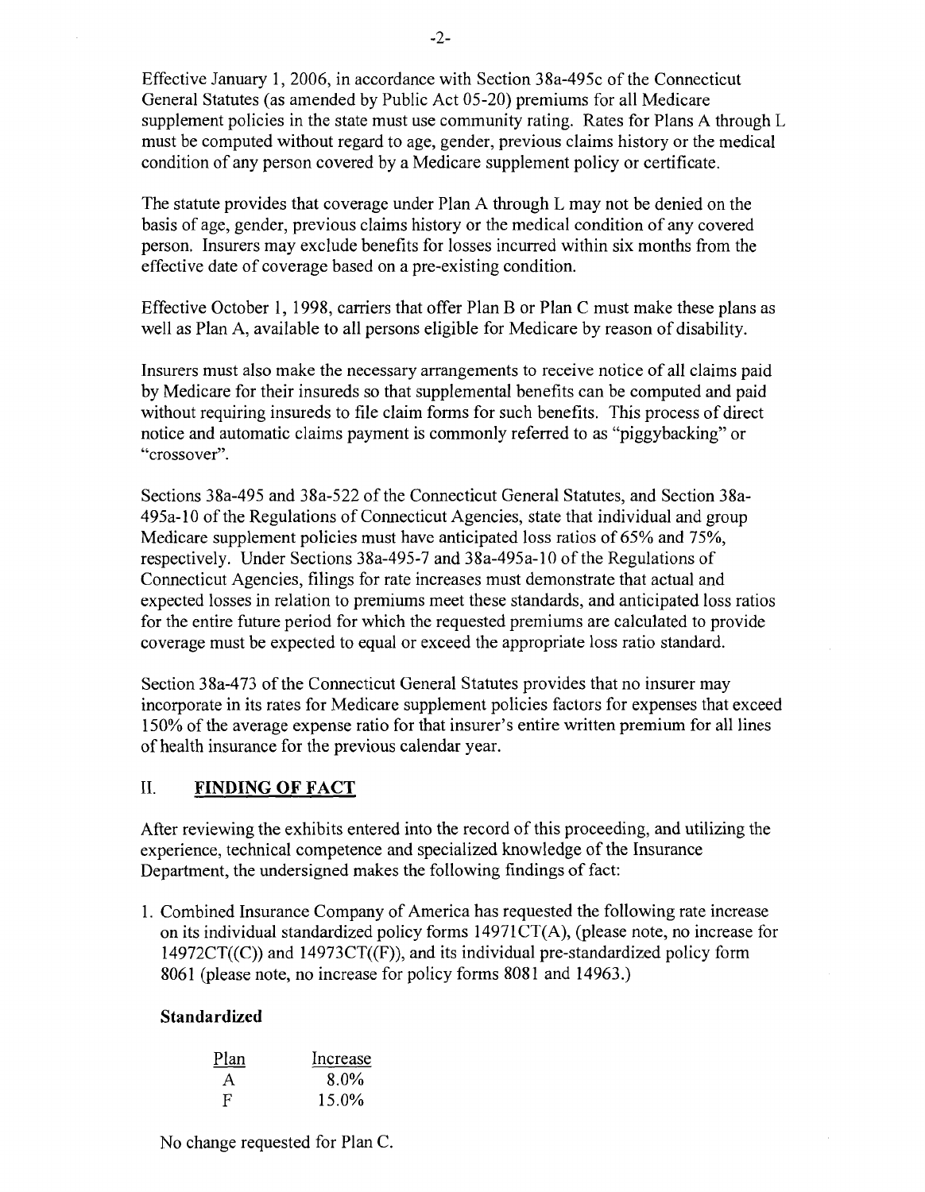Effective January 1, 2006, in accordance with Section 38a-495c of the Connecticut General Statutes (as amended by Public Act 05-20) premiums for all Medicare supplement policies in the state must use community rating. Rates for Plans A through L must be computed without regard to age, gender, previous claims history or the medical condition of any person covered by a Medicare supplement policy or certificate.

The statute provides that coverage under Plan A through L may not be denied on the basis of age, gender, previous claims history or the medical condition of any covered person. Insurers may exclude benefits for losses incurred within six months from the effective date of coverage based on a pre-existing condition.

Effective October 1, 1998, carriers that offer Plan B or Plan C must make these plans as well as Plan A, available to all persons eligible for Medicare by reason of disability.

Insurers must also make the necessary arrangements to receive notice of all claims paid by Medicare for their insureds so that supplemental benefits can be computed and paid without requiring insureds to file claim forms for such benefits. This process of direct notice and automatic claims payment is commonly referred to as "piggybacking" or "crossover".

Sections 38a-495 and 38a-522 of the Connecticut General Statutes, and Section 38a-495a-10 of the Regulations of Connecticut Agencies, state that individual and group Medicare supplement policies must have anticipated loss ratios of 65% and 75%, respectively. Under Sections 38a-495-7 and 38a-495a-10 of the Regulations of Connecticut Agencies, filings for rate increases must demonstrate that actual and expected losses in relation to premiums meet these standards, and anticipated loss ratios for the entire future period for which the requested premiums are calculated to provide coverage must be expected to equal or exceed the appropriate loss ratio standard.

Section 38a-473 of the Connecticut General Statutes provides that no insurer may incorporate in its rates for Medicare supplement policies factors for expenses that exceed 150% of the average expense ratio for that insurer's entire written premium for all lines of health insurance for the previous calendar year.

## II. FINDING OF FACT

After reviewing the exhibits entered into the record of this proceeding, and utilizing the experience, technical competence and specialized knowledge of the Insurance Department, the undersigned makes the following findings of fact:

1. Combined Insurance Company of America has requested the following rate increase on its individual standardized policy forms 14971CT(A), (please note, no increase for 14972CT((C)) and 14973CT((F)), and its individual pre-standardized policy form 8061 (please note, no increase for policy forms 8081 and 14963.)

**Standardized**

| Plan | Increase |
|---|---|
| A | 8.0% |
| F | 15.0% |

No change requested for Plan C.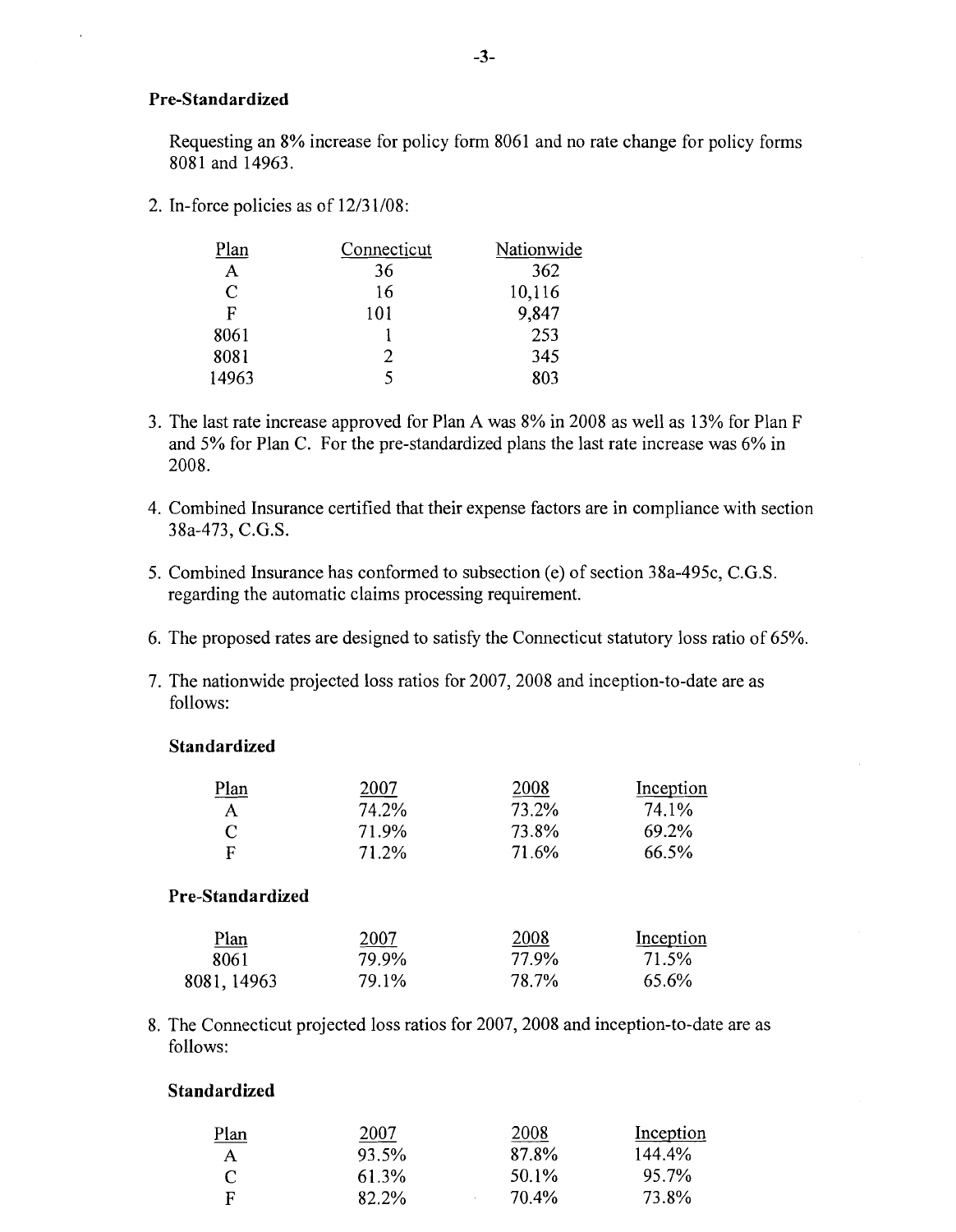**Pre-Standardized**

Requesting an 8% increase for policy form 8061 and no rate change for policy forms 8081 and 14963.

2. In-force policies as of 12/31/08:

| Plan | Connecticut | Nationwide |
|---|---|---|
| A | 36 | 362 |
| C | 16 | 10,116 |
| F | 101 | 9,847 |
| 8061 | 1 | 253 |
| 8081 | 2 | 345 |
| 14963 | 5 | 803 |

3. The last rate increase approved for Plan A was 8% in 2008 as well as 13% for Plan F and 5% for Plan C. For the pre-standardized plans the last rate increase was 6% in 2008.

4. Combined Insurance certified that their expense factors are in compliance with section 38a-473, C.G.S.

5. Combined Insurance has conformed to subsection (e) of section 38a-495c, C.G.S. regarding the automatic claims processing requirement.

6. The proposed rates are designed to satisfy the Connecticut statutory loss ratio of 65%.

7. The nationwide projected loss ratios for 2007, 2008 and inception-to-date are as follows:

**Standardized**

| Plan | 2007 | 2008 | Inception |
|---|---|---|---|
| A | 74.2% | 73.2% | 74.1% |
| C | 71.9% | 73.8% | 69.2% |
| F | 71.2% | 71.6% | 66.5% |

**Pre-Standardized**

| Plan | 2007 | 2008 | Inception |
|---|---|---|---|
| 8061 | 79.9% | 77.9% | 71.5% |
| 8081, 14963 | 79.1% | 78.7% | 65.6% |

8. The Connecticut projected loss ratios for 2007, 2008 and inception-to-date are as follows:

**Standardized**

| Plan | 2007 | 2008 | Inception |
|---|---|---|---|
| A | 93.5% | 87.8% | 144.4% |
| C | 61.3% | 50.1% | 95.7% |
| F | 82.2% | 70.4% | 73.8% |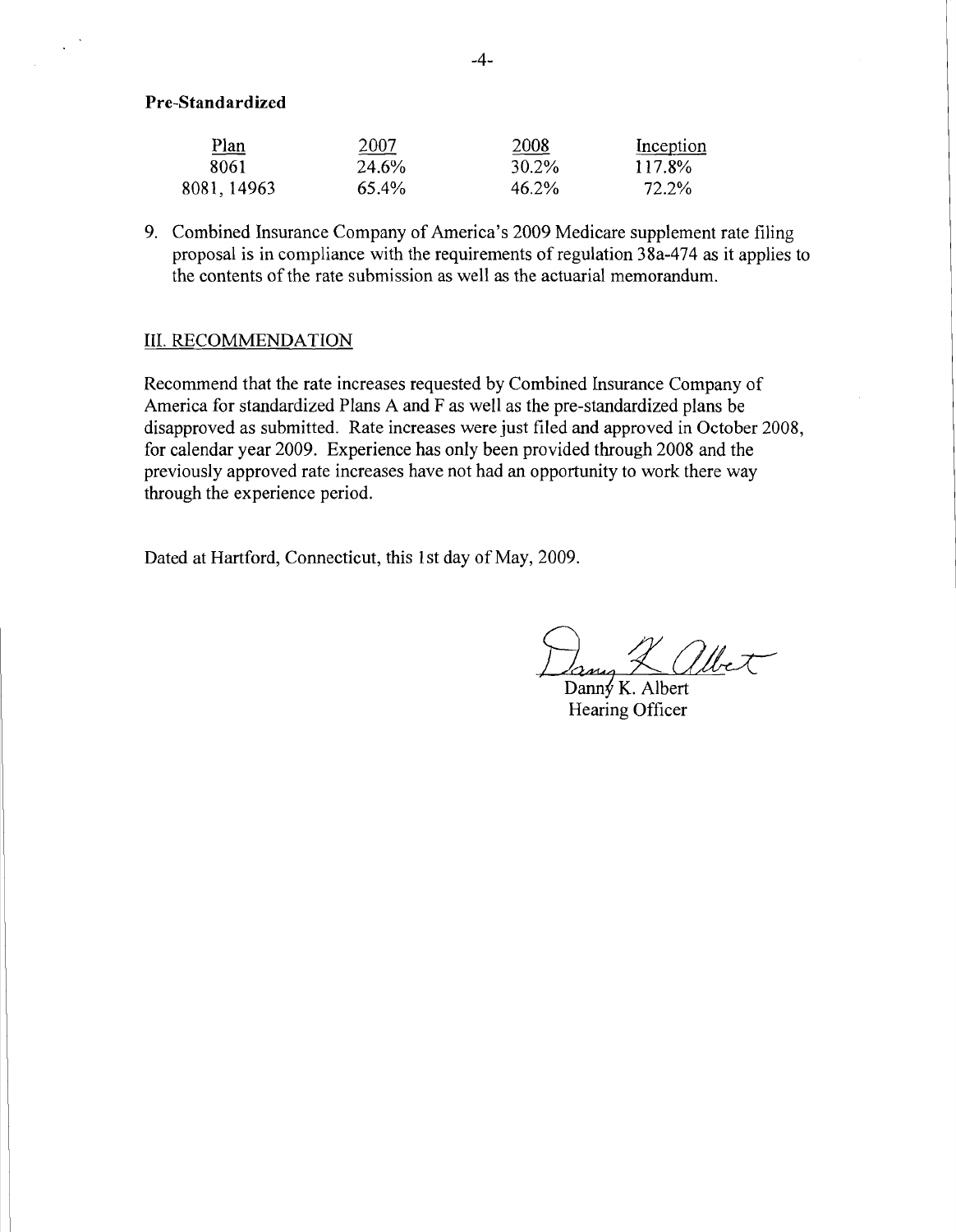**Pre-Standardized**

| Plan | 2007 | 2008 | Inception |
|---|---|---|---|
| 8061 | 24.6% | 30.2% | 117.8% |
| 8081, 14963 | 65.4% | 46.2% | 72.2% |

9. Combined Insurance Company of America's 2009 Medicare supplement rate filing proposal is in compliance with the requirements of regulation 38a-474 as it applies to the contents of the rate submission as well as the actuarial memorandum.

## III. RECOMMENDATION

Recommend that the rate increases requested by Combined Insurance Company of America for standardized Plans A and F as well as the pre-standardized plans be disapproved as submitted. Rate increases were just filed and approved in October 2008, for calendar year 2009. Experience has only been provided through 2008 and the previously approved rate increases have not had an opportunity to work there way through the experience period.

Dated at Hartford, Connecticut, this 1st day of May, 2009.

Danny K. Albert
Hearing Officer